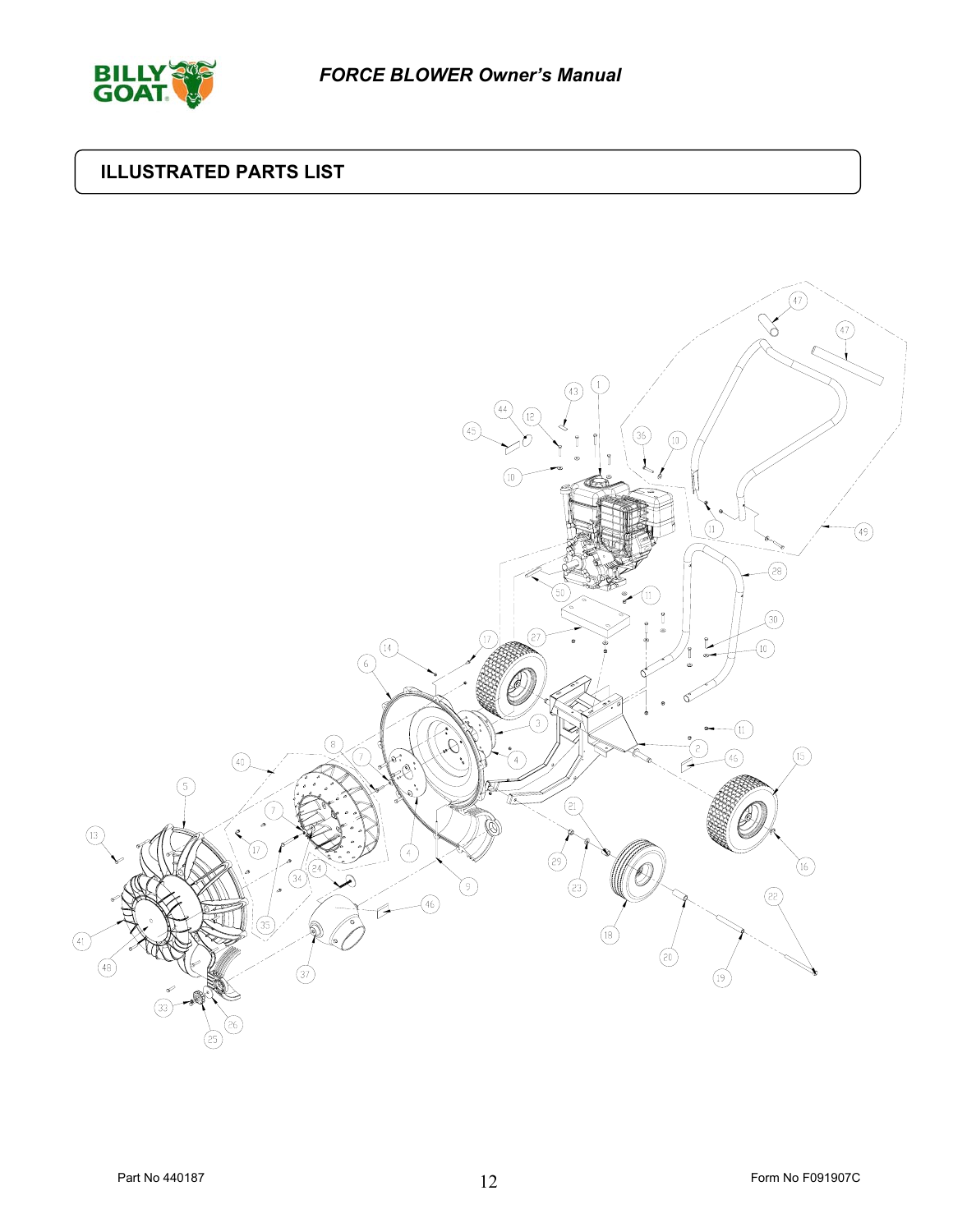## ILLUSTRATED PARTS LIST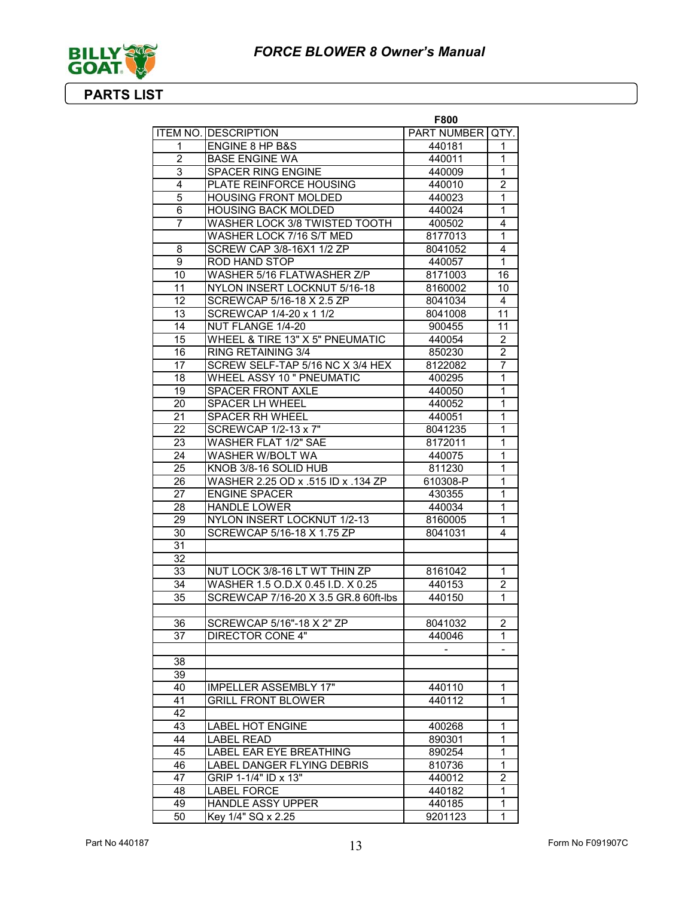## PARTS LIST

| | | F800 | |
|---|---|---|---|
| ITEM NO. | DESCRIPTION | PART NUMBER | QTY. |
| 1 | ENGINE 8 HP B&S | 440181 | 1 |
| 2 | BASE ENGINE WA | 440011 | 1 |
| 3 | SPACER RING ENGINE | 440009 | 1 |
| 4 | PLATE REINFORCE HOUSING | 440010 | 2 |
| 5 | HOUSING FRONT MOLDED | 440023 | 1 |
| 6 | HOUSING BACK MOLDED | 440024 | 1 |
| 7 | WASHER LOCK 3/8 TWISTED TOOTH | 400502 | 4 |
| | WASHER LOCK 7/16 S/T MED | 8177013 | 1 |
| 8 | SCREW CAP 3/8-16X1 1/2 ZP | 8041052 | 4 |
| 9 | ROD HAND STOP | 440057 | 1 |
| 10 | WASHER 5/16 FLATWASHER Z/P | 8171003 | 16 |
| 11 | NYLON INSERT LOCKNUT 5/16-18 | 8160002 | 10 |
| 12 | SCREWCAP 5/16-18 X 2.5 ZP | 8041034 | 4 |
| 13 | SCREWCAP 1/4-20 x 1 1/2 | 8041008 | 11 |
| 14 | NUT FLANGE 1/4-20 | 900455 | 11 |
| 15 | WHEEL & TIRE 13" X 5" PNEUMATIC | 440054 | 2 |
| 16 | RING RETAINING 3/4 | 850230 | 2 |
| 17 | SCREW SELF-TAP 5/16 NC X 3/4 HEX | 8122082 | 7 |
| 18 | WHEEL ASSY 10 " PNEUMATIC | 400295 | 1 |
| 19 | SPACER FRONT AXLE | 440050 | 1 |
| 20 | SPACER LH WHEEL | 440052 | 1 |
| 21 | SPACER RH WHEEL | 440051 | 1 |
| 22 | SCREWCAP 1/2-13 x 7" | 8041235 | 1 |
| 23 | WASHER FLAT 1/2" SAE | 8172011 | 1 |
| 24 | WASHER W/BOLT WA | 440075 | 1 |
| 25 | KNOB 3/8-16 SOLID HUB | 811230 | 1 |
| 26 | WASHER 2.25 OD x .515 ID x .134 ZP | 610308-P | 1 |
| 27 | ENGINE SPACER | 430355 | 1 |
| 28 | HANDLE LOWER | 440034 | 1 |
| 29 | NYLON INSERT LOCKNUT 1/2-13 | 8160005 | 1 |
| 30 | SCREWCAP 5/16-18 X 1.75 ZP | 8041031 | 4 |
| 31 | | | |
| 32 | | | |
| 33 | NUT LOCK 3/8-16 LT WT THIN ZP | 8161042 | 1 |
| 34 | WASHER 1.5 O.D.X 0.45 I.D. X 0.25 | 440153 | 2 |
| 35 | SCREWCAP 7/16-20 X 3.5 GR.8 60ft-lbs | 440150 | 1 |
| | | | |
| 36 | SCREWCAP 5/16"-18 X 2" ZP | 8041032 | 2 |
| 37 | DIRECTOR CONE 4" | 440046 | 1 |
| | | - | - |
| 38 | | | |
| 39 | | | |
| 40 | IMPELLER ASSEMBLY 17" | 440110 | 1 |
| 41 | GRILL FRONT BLOWER | 440112 | 1 |
| 42 | | | |
| 43 | LABEL HOT ENGINE | 400268 | 1 |
| 44 | LABEL READ | 890301 | 1 |
| 45 | LABEL EAR EYE BREATHING | 890254 | 1 |
| 46 | LABEL DANGER FLYING DEBRIS | 810736 | 1 |
| 47 | GRIP 1-1/4" ID x 13" | 440012 | 2 |
| 48 | LABEL FORCE | 440182 | 1 |
| 49 | HANDLE ASSY UPPER | 440185 | 1 |
| 50 | Key 1/4" SQ x 2.25 | 9201123 | 1 |

Part No 440187

Form No F091907C